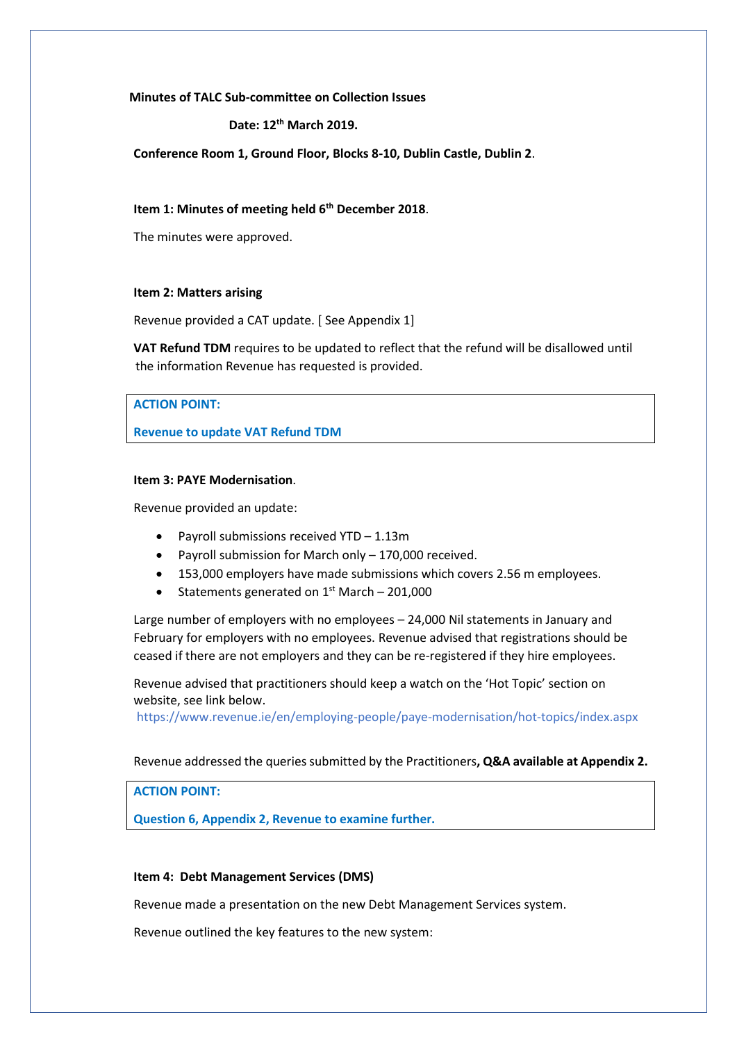**Minutes of TALC Sub-committee on Collection Issues**

**Date: 12th March 2019.**

**Conference Room 1, Ground Floor, Blocks 8-10, Dublin Castle, Dublin 2**.

**Item 1: Minutes of meeting held 6th December 2018**.

The minutes were approved.

**Item 2: Matters arising**

Revenue provided a CAT update. [ See Appendix 1]

**VAT Refund TDM** requires to be updated to reflect that the refund will be disallowed until the information Revenue has requested is provided.

> **ACTION POINT:**
>
> **Revenue to update VAT Refund TDM**

**Item 3: PAYE Modernisation**.

Revenue provided an update:

- Payroll submissions received YTD – 1.13m
- Payroll submission for March only – 170,000 received.
- 153,000 employers have made submissions which covers 2.56 m employees.
- Statements generated on 1st March – 201,000

Large number of employers with no employees – 24,000 Nil statements in January and February for employers with no employees. Revenue advised that registrations should be ceased if there are not employers and they can be re-registered if they hire employees.

Revenue advised that practitioners should keep a watch on the 'Hot Topic' section on website, see link below.
https://www.revenue.ie/en/employing-people/paye-modernisation/hot-topics/index.aspx

Revenue addressed the queries submitted by the Practitioners**, Q&A available at Appendix 2.**

> **ACTION POINT:**
>
> **Question 6, Appendix 2, Revenue to examine further.**

**Item 4: Debt Management Services (DMS)**

Revenue made a presentation on the new Debt Management Services system.

Revenue outlined the key features to the new system: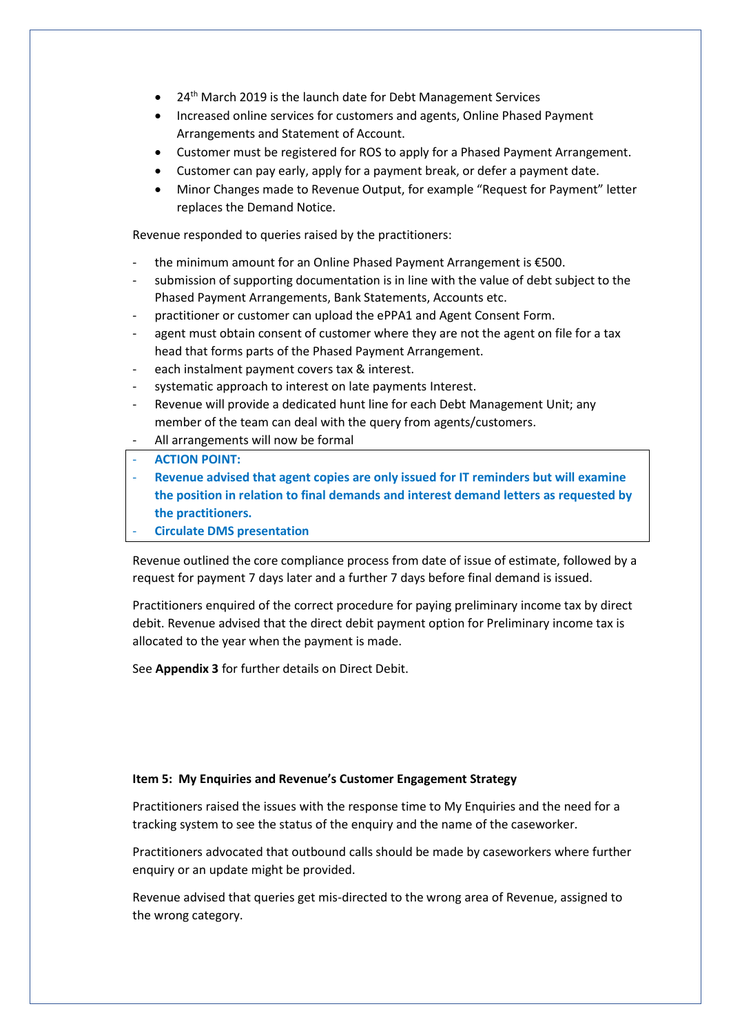- 24th March 2019 is the launch date for Debt Management Services
- Increased online services for customers and agents, Online Phased Payment Arrangements and Statement of Account.
- Customer must be registered for ROS to apply for a Phased Payment Arrangement.
- Customer can pay early, apply for a payment break, or defer a payment date.
- Minor Changes made to Revenue Output, for example "Request for Payment" letter replaces the Demand Notice.

Revenue responded to queries raised by the practitioners:

- the minimum amount for an Online Phased Payment Arrangement is €500.
- submission of supporting documentation is in line with the value of debt subject to the Phased Payment Arrangements, Bank Statements, Accounts etc.
- practitioner or customer can upload the ePPA1 and Agent Consent Form.
- agent must obtain consent of customer where they are not the agent on file for a tax head that forms parts of the Phased Payment Arrangement.
- each instalment payment covers tax & interest.
- systematic approach to interest on late payments Interest.
- Revenue will provide a dedicated hunt line for each Debt Management Unit; any member of the team can deal with the query from agents/customers.
- All arrangements will now be formal
- **ACTION POINT:**
- **Revenue advised that agent copies are only issued for IT reminders but will examine the position in relation to final demands and interest demand letters as requested by the practitioners.**
- **Circulate DMS presentation**

Revenue outlined the core compliance process from date of issue of estimate, followed by a request for payment 7 days later and a further 7 days before final demand is issued.

Practitioners enquired of the correct procedure for paying preliminary income tax by direct debit. Revenue advised that the direct debit payment option for Preliminary income tax is allocated to the year when the payment is made.

See **Appendix 3** for further details on Direct Debit.

**Item 5: My Enquiries and Revenue's Customer Engagement Strategy**

Practitioners raised the issues with the response time to My Enquiries and the need for a tracking system to see the status of the enquiry and the name of the caseworker.

Practitioners advocated that outbound calls should be made by caseworkers where further enquiry or an update might be provided.

Revenue advised that queries get mis-directed to the wrong area of Revenue, assigned to the wrong category.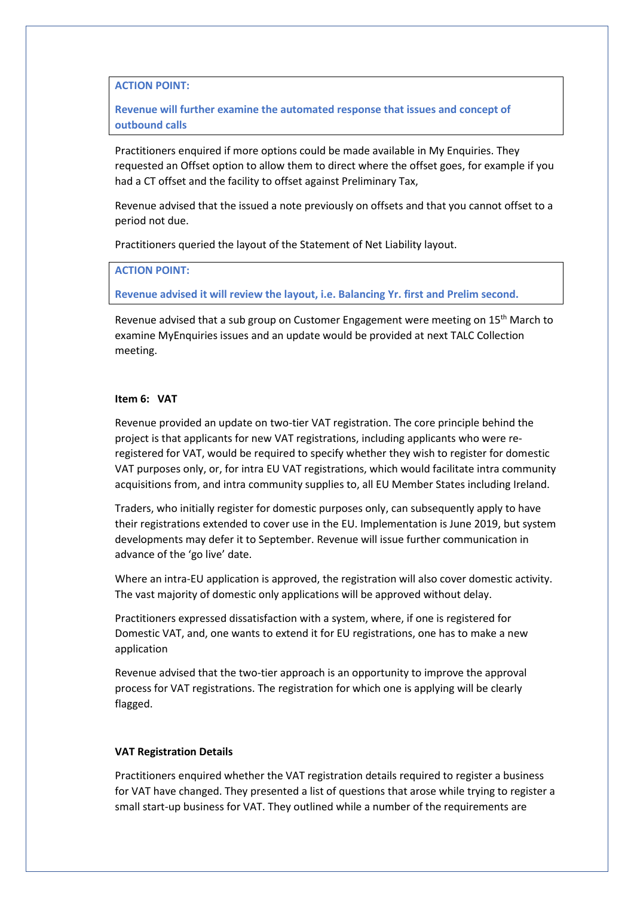**ACTION POINT:**

**Revenue will further examine the automated response that issues and concept of outbound calls**

Practitioners enquired if more options could be made available in My Enquiries. They requested an Offset option to allow them to direct where the offset goes, for example if you had a CT offset and the facility to offset against Preliminary Tax,

Revenue advised that the issued a note previously on offsets and that you cannot offset to a period not due.

Practitioners queried the layout of the Statement of Net Liability layout.

**ACTION POINT:**

**Revenue advised it will review the layout, i.e. Balancing Yr. first and Prelim second.**

Revenue advised that a sub group on Customer Engagement were meeting on 15th March to examine MyEnquiries issues and an update would be provided at next TALC Collection meeting.

**Item 6: VAT**

Revenue provided an update on two-tier VAT registration. The core principle behind the project is that applicants for new VAT registrations, including applicants who were re-registered for VAT, would be required to specify whether they wish to register for domestic VAT purposes only, or, for intra EU VAT registrations, which would facilitate intra community acquisitions from, and intra community supplies to, all EU Member States including Ireland.

Traders, who initially register for domestic purposes only, can subsequently apply to have their registrations extended to cover use in the EU. Implementation is June 2019, but system developments may defer it to September. Revenue will issue further communication in advance of the 'go live' date.

Where an intra-EU application is approved, the registration will also cover domestic activity. The vast majority of domestic only applications will be approved without delay.

Practitioners expressed dissatisfaction with a system, where, if one is registered for Domestic VAT, and, one wants to extend it for EU registrations, one has to make a new application

Revenue advised that the two-tier approach is an opportunity to improve the approval process for VAT registrations. The registration for which one is applying will be clearly flagged.

**VAT Registration Details**

Practitioners enquired whether the VAT registration details required to register a business for VAT have changed. They presented a list of questions that arose while trying to register a small start-up business for VAT. They outlined while a number of the requirements are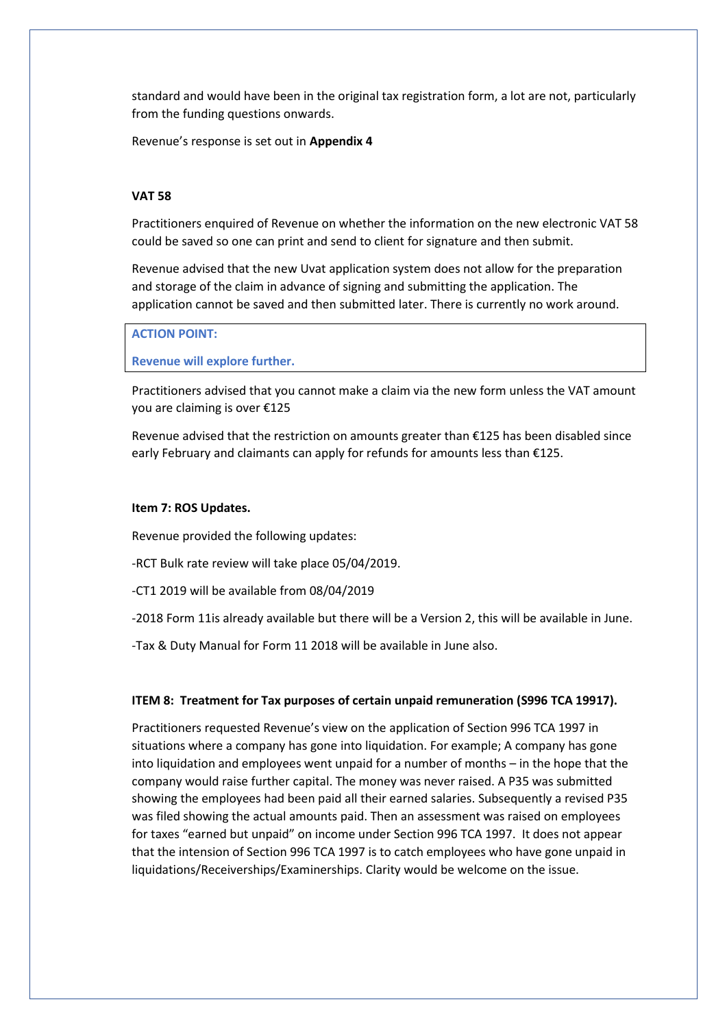standard and would have been in the original tax registration form, a lot are not, particularly from the funding questions onwards.

Revenue's response is set out in **Appendix 4**

**VAT 58**

Practitioners enquired of Revenue on whether the information on the new electronic VAT 58 could be saved so one can print and send to client for signature and then submit.

Revenue advised that the new Uvat application system does not allow for the preparation and storage of the claim in advance of signing and submitting the application. The application cannot be saved and then submitted later. There is currently no work around.

> **ACTION POINT:**
>
> **Revenue will explore further.**

Practitioners advised that you cannot make a claim via the new form unless the VAT amount you are claiming is over €125

Revenue advised that the restriction on amounts greater than €125 has been disabled since early February and claimants can apply for refunds for amounts less than €125.

**Item 7: ROS Updates.**

Revenue provided the following updates:

-RCT Bulk rate review will take place 05/04/2019.

-CT1 2019 will be available from 08/04/2019

-2018 Form 11is already available but there will be a Version 2, this will be available in June.

-Tax & Duty Manual for Form 11 2018 will be available in June also.

**ITEM 8: Treatment for Tax purposes of certain unpaid remuneration (S996 TCA 19917).**

Practitioners requested Revenue's view on the application of Section 996 TCA 1997 in situations where a company has gone into liquidation. For example; A company has gone into liquidation and employees went unpaid for a number of months – in the hope that the company would raise further capital. The money was never raised. A P35 was submitted showing the employees had been paid all their earned salaries. Subsequently a revised P35 was filed showing the actual amounts paid. Then an assessment was raised on employees for taxes "earned but unpaid" on income under Section 996 TCA 1997. It does not appear that the intension of Section 996 TCA 1997 is to catch employees who have gone unpaid in liquidations/Receiverships/Examinerships. Clarity would be welcome on the issue.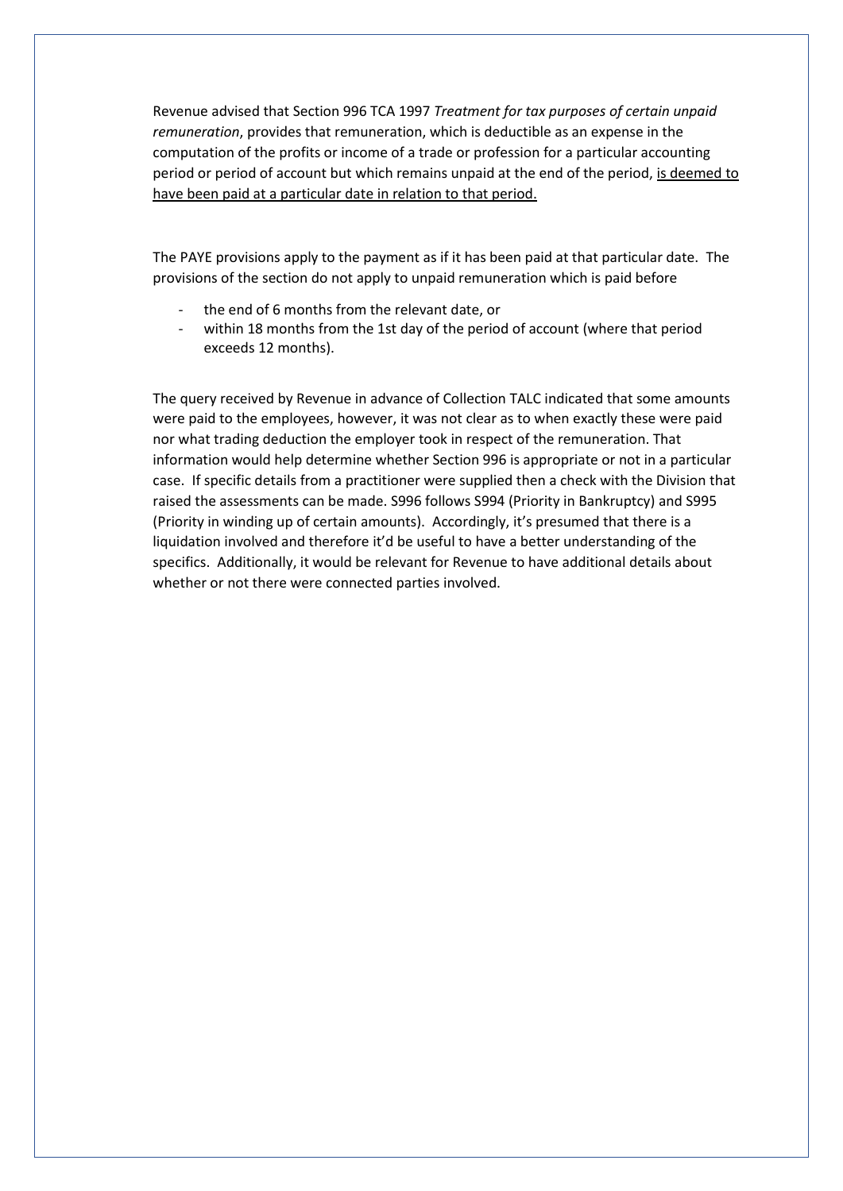Revenue advised that Section 996 TCA 1997 *Treatment for tax purposes of certain unpaid remuneration*, provides that remuneration, which is deductible as an expense in the computation of the profits or income of a trade or profession for a particular accounting period or period of account but which remains unpaid at the end of the period, <u>is deemed to have been paid at a particular date in relation to that period.</u>

The PAYE provisions apply to the payment as if it has been paid at that particular date. The provisions of the section do not apply to unpaid remuneration which is paid before

- the end of 6 months from the relevant date, or
- within 18 months from the 1st day of the period of account (where that period exceeds 12 months).

The query received by Revenue in advance of Collection TALC indicated that some amounts were paid to the employees, however, it was not clear as to when exactly these were paid nor what trading deduction the employer took in respect of the remuneration. That information would help determine whether Section 996 is appropriate or not in a particular case. If specific details from a practitioner were supplied then a check with the Division that raised the assessments can be made. S996 follows S994 (Priority in Bankruptcy) and S995 (Priority in winding up of certain amounts). Accordingly, it's presumed that there is a liquidation involved and therefore it'd be useful to have a better understanding of the specifics. Additionally, it would be relevant for Revenue to have additional details about whether or not there were connected parties involved.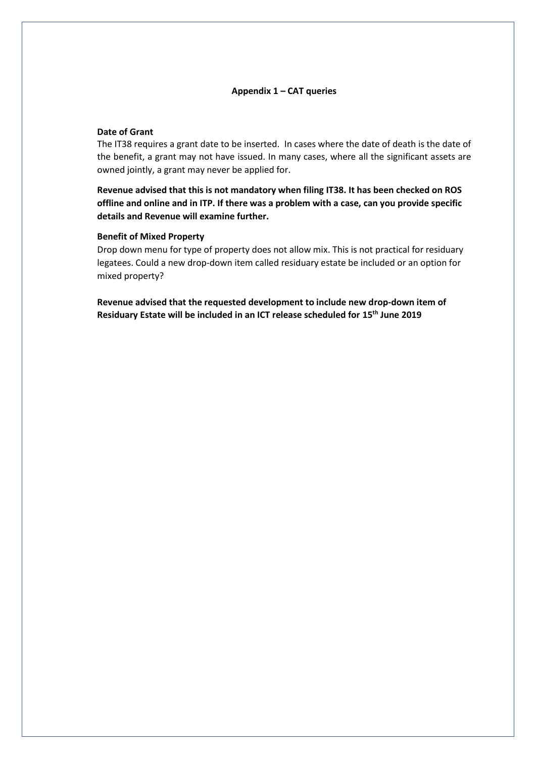## Appendix 1 – CAT queries

### Date of Grant

The IT38 requires a grant date to be inserted. In cases where the date of death is the date of the benefit, a grant may not have issued. In many cases, where all the significant assets are owned jointly, a grant may never be applied for.

**Revenue advised that this is not mandatory when filing IT38. It has been checked on ROS offline and online and in ITP. If there was a problem with a case, can you provide specific details and Revenue will examine further.**

### Benefit of Mixed Property

Drop down menu for type of property does not allow mix. This is not practical for residuary legatees. Could a new drop-down item called residuary estate be included or an option for mixed property?

**Revenue advised that the requested development to include new drop-down item of Residuary Estate will be included in an ICT release scheduled for 15th June 2019**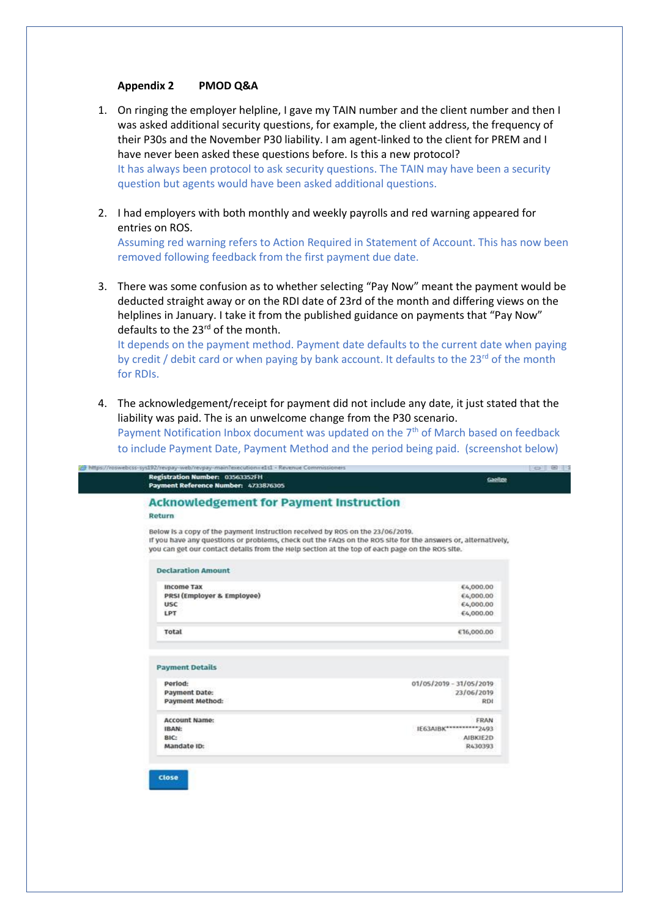**Appendix 2 PMOD Q&A**

1. On ringing the employer helpline, I gave my TAIN number and the client number and then I was asked additional security questions, for example, the client address, the frequency of their P30s and the November P30 liability. I am agent-linked to the client for PREM and I have never been asked these questions before. Is this a new protocol?
   It has always been protocol to ask security questions. The TAIN may have been a security question but agents would have been asked additional questions.

2. I had employers with both monthly and weekly payrolls and red warning appeared for entries on ROS.
   Assuming red warning refers to Action Required in Statement of Account. This has now been removed following feedback from the first payment due date.

3. There was some confusion as to whether selecting "Pay Now" meant the payment would be deducted straight away or on the RDI date of 23rd of the month and differing views on the helplines in January. I take it from the published guidance on payments that "Pay Now" defaults to the 23rd of the month.
   It depends on the payment method. Payment date defaults to the current date when paying by credit / debit card or when paying by bank account. It defaults to the 23rd of the month for RDIs.

4. The acknowledgement/receipt for payment did not include any date, it just stated that the liability was paid. The is an unwelcome change from the P30 scenario.
   Payment Notification Inbox document was updated on the 7th of March based on feedback to include Payment Date, Payment Method and the period being paid. (screenshot below)

https://roswebcss-sys192/revpay-web/revpay-main?execution=e1s1 - Revenue Commissioners

**Registration Number:** 03563352FH
**Payment Reference Number:** 4733876305

Gaeilge

## Acknowledgement for Payment Instruction

Return

Below is a copy of the payment instruction received by ROS on the 23/06/2019.
If you have any questions or problems, check out the FAQs on the ROS site for the answers or, alternatively, you can get our contact details from the Help section at the top of each page on the ROS site.

**Declaration Amount**

| | |
|---|---|
| Income Tax | €4,000.00 |
| PRSI (Employer & Employee) | €4,000.00 |
| USC | €4,000.00 |
| LPT | €4,000.00 |
| Total | €16,000.00 |

**Payment Details**

| | |
|---|---|
| Period: | 01/05/2019 – 31/05/2019 |
| Payment Date: | 23/06/2019 |
| Payment Method: | RDI |
| Account Name: | FRAN |
| IBAN: | IE63AIBK***********2493 |
| BIC: | AIBKIE2D |
| Mandate ID: | R430393 |

Close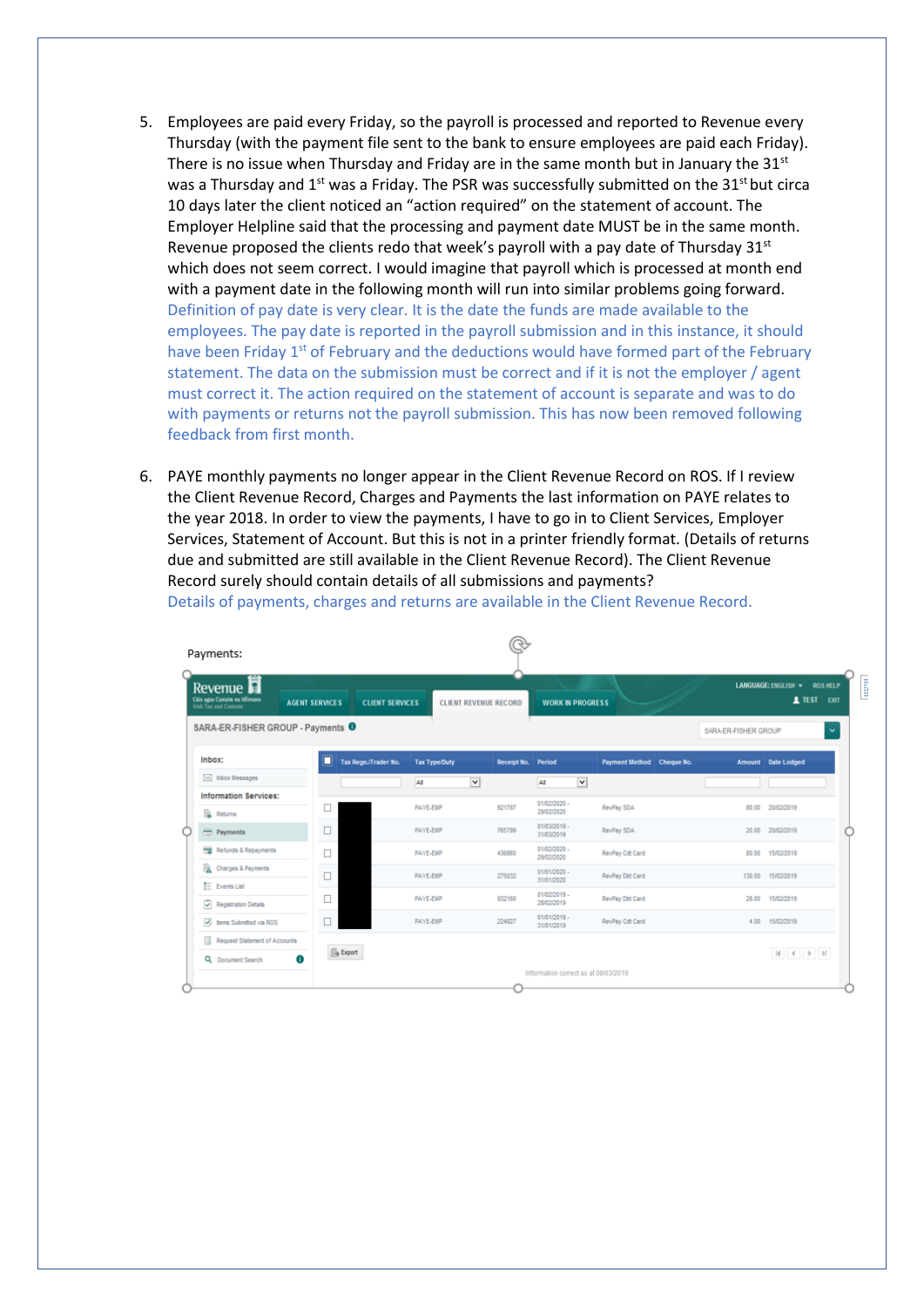5. Employees are paid every Friday, so the payroll is processed and reported to Revenue every Thursday (with the payment file sent to the bank to ensure employees are paid each Friday). There is no issue when Thursday and Friday are in the same month but in January the 31st was a Thursday and 1st was a Friday. The PSR was successfully submitted on the 31st but circa 10 days later the client noticed an "action required" on the statement of account. The Employer Helpline said that the processing and payment date MUST be in the same month. Revenue proposed the clients redo that week's payroll with a pay date of Thursday 31st which does not seem correct. I would imagine that payroll which is processed at month end with a payment date in the following month will run into similar problems going forward.
   Definition of pay date is very clear. It is the date the funds are made available to the employees. The pay date is reported in the payroll submission and in this instance, it should have been Friday 1st of February and the deductions would have formed part of the February statement. The data on the submission must be correct and if it is not the employer / agent must correct it. The action required on the statement of account is separate and was to do with payments or returns not the payroll submission. This has now been removed following feedback from first month.

6. PAYE monthly payments no longer appear in the Client Revenue Record on ROS. If I review the Client Revenue Record, Charges and Payments the last information on PAYE relates to the year 2018. In order to view the payments, I have to go in to Client Services, Employer Services, Statement of Account. But this is not in a printer friendly format. (Details of returns due and submitted are still available in the Client Revenue Record). The Client Revenue Record surely should contain details of all submissions and payments?
   Details of payments, charges and returns are available in the Client Revenue Record.

Payments:

Revenue — AGENT SERVICES | CLIENT SERVICES | CLIENT REVENUE RECORD | WORK IN PROGRESS

SARA-ER-FISHER GROUP - Payments

| Tax Regn./Trader No. | Tax Type/Duty | Receipt No. | Period | Payment Method | Cheque No. | Amount | Date Lodged |
|---|---|---|---|---|---|---|---|
| | PAYE-EMP | 921787 | 01/02/2020 - 29/02/2020 | RevPay SDA | | 80.00 | 20/02/2019 |
| | PAYE-EMP | 765799 | 01/03/2019 - 31/03/2019 | RevPay SDA | | 20.00 | 20/02/2019 |
| | PAYE-EMP | 436860 | 01/02/2020 - 29/02/2020 | RevPay Cdt Card | | 80.00 | 15/02/2019 |
| | PAYE-EMP | 275032 | 01/01/2020 - 31/01/2020 | RevPay Dbt Card | | 130.00 | 15/02/2019 |
| | PAYE-EMP | 932160 | 01/02/2019 - 28/02/2019 | RevPay Dbt Card | | 28.00 | 15/02/2019 |
| | PAYE-EMP | 224827 | 01/01/2019 - 31/01/2019 | RevPay Cdt Card | | 4.00 | 15/02/2019 |

Information correct as at 08/03/2019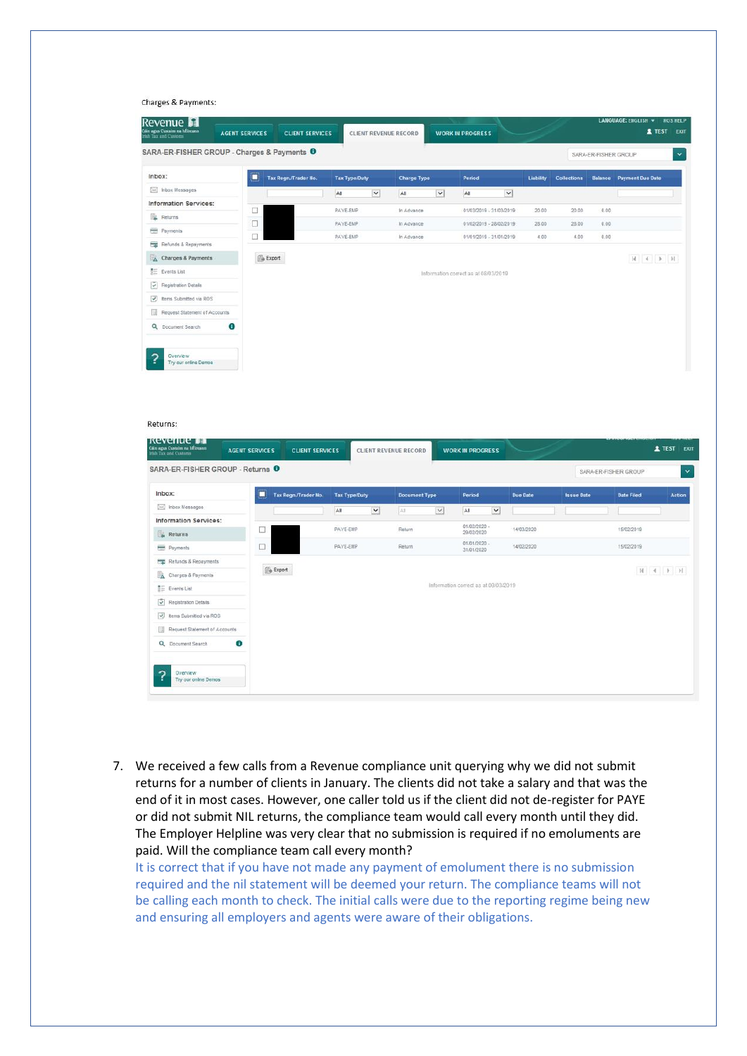Charges & Payments:

SARA-ER-FISHER GROUP - Charges & Payments

| Tax Regn./Trader No. | Tax Type/Duty | Charge Type | Period | Liability | Collections | Balance | Payment Due Date |
|---|---|---|---|---|---|---|---|
| | PAYE-EMP | In Advance | 01/03/2019 - 31/03/2019 | 20.00 | 20.00 | 0.00 | |
| | PAYE-EMP | In Advance | 01/02/2019 - 28/02/2019 | 28.00 | 28.00 | 0.00 | |
| | PAYE-EMP | In Advance | 01/01/2019 - 31/01/2019 | 4.00 | 4.00 | 0.00 | |

Information correct as at 08/03/2019

Returns:

SARA-ER-FISHER GROUP - Returns

| Tax Regn./Trader No. | Tax Type/Duty | Document Type | Period | Due Date | Issue Date | Date Filed | Action |
|---|---|---|---|---|---|---|---|
| | PAYE-EMP | Return | 01/02/2020 - 29/02/2020 | 14/03/2020 | | 15/02/2019 | |
| | PAYE-EMP | Return | 01/01/2020 - 31/01/2020 | 14/02/2020 | | 15/02/2019 | |

Information correct as at 08/03/2019

7. We received a few calls from a Revenue compliance unit querying why we did not submit returns for a number of clients in January. The clients did not take a salary and that was the end of it in most cases. However, one caller told us if the client did not de-register for PAYE or did not submit NIL returns, the compliance team would call every month until they did. The Employer Helpline was very clear that no submission is required if no emoluments are paid. Will the compliance team call every month?
   It is correct that if you have not made any payment of emolument there is no submission required and the nil statement will be deemed your return. The compliance teams will not be calling each month to check. The initial calls were due to the reporting regime being new and ensuring all employers and agents were aware of their obligations.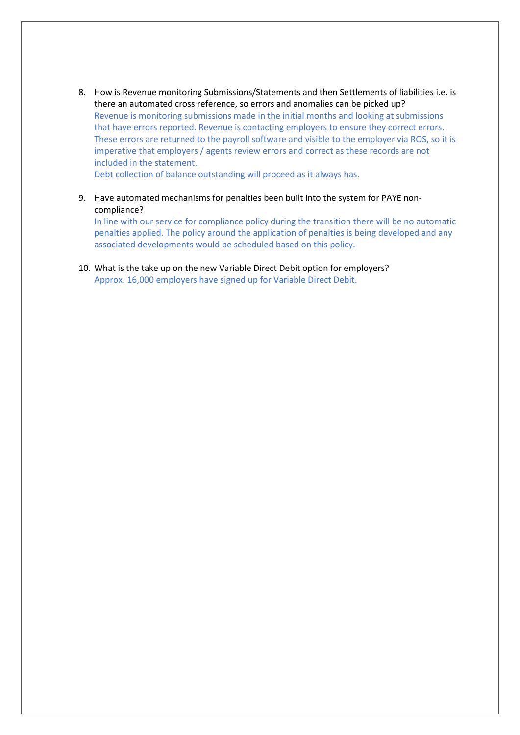8. How is Revenue monitoring Submissions/Statements and then Settlements of liabilities i.e. is there an automated cross reference, so errors and anomalies can be picked up?
   Revenue is monitoring submissions made in the initial months and looking at submissions that have errors reported. Revenue is contacting employers to ensure they correct errors. These errors are returned to the payroll software and visible to the employer via ROS, so it is imperative that employers / agents review errors and correct as these records are not included in the statement.
   Debt collection of balance outstanding will proceed as it always has.

9. Have automated mechanisms for penalties been built into the system for PAYE non-compliance?
   In line with our service for compliance policy during the transition there will be no automatic penalties applied. The policy around the application of penalties is being developed and any associated developments would be scheduled based on this policy.

10. What is the take up on the new Variable Direct Debit option for employers?
    Approx. 16,000 employers have signed up for Variable Direct Debit.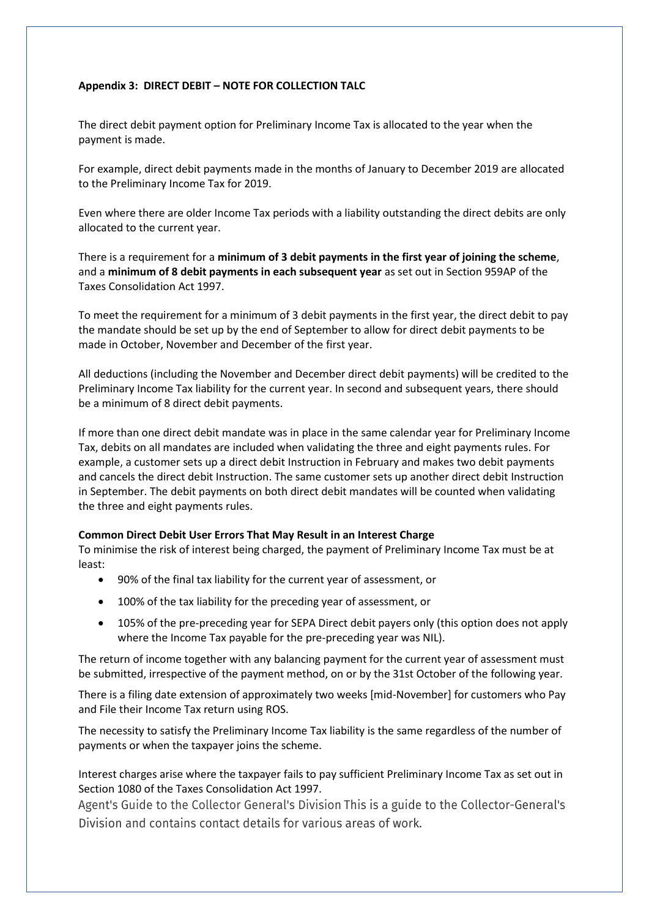### Appendix 3: DIRECT DEBIT – NOTE FOR COLLECTION TALC

The direct debit payment option for Preliminary Income Tax is allocated to the year when the payment is made.

For example, direct debit payments made in the months of January to December 2019 are allocated to the Preliminary Income Tax for 2019.

Even where there are older Income Tax periods with a liability outstanding the direct debits are only allocated to the current year.

There is a requirement for a **minimum of 3 debit payments in the first year of joining the scheme**, and a **minimum of 8 debit payments in each subsequent year** as set out in Section 959AP of the Taxes Consolidation Act 1997.

To meet the requirement for a minimum of 3 debit payments in the first year, the direct debit to pay the mandate should be set up by the end of September to allow for direct debit payments to be made in October, November and December of the first year.

All deductions (including the November and December direct debit payments) will be credited to the Preliminary Income Tax liability for the current year. In second and subsequent years, there should be a minimum of 8 direct debit payments.

If more than one direct debit mandate was in place in the same calendar year for Preliminary Income Tax, debits on all mandates are included when validating the three and eight payments rules. For example, a customer sets up a direct debit Instruction in February and makes two debit payments and cancels the direct debit Instruction. The same customer sets up another direct debit Instruction in September. The debit payments on both direct debit mandates will be counted when validating the three and eight payments rules.

**Common Direct Debit User Errors That May Result in an Interest Charge**

To minimise the risk of interest being charged, the payment of Preliminary Income Tax must be at least:

- 90% of the final tax liability for the current year of assessment, or
- 100% of the tax liability for the preceding year of assessment, or
- 105% of the pre-preceding year for SEPA Direct debit payers only (this option does not apply where the Income Tax payable for the pre-preceding year was NIL).

The return of income together with any balancing payment for the current year of assessment must be submitted, irrespective of the payment method, on or by the 31st October of the following year.

There is a filing date extension of approximately two weeks [mid-November] for customers who Pay and File their Income Tax return using ROS.

The necessity to satisfy the Preliminary Income Tax liability is the same regardless of the number of payments or when the taxpayer joins the scheme.

Interest charges arise where the taxpayer fails to pay sufficient Preliminary Income Tax as set out in Section 1080 of the Taxes Consolidation Act 1997.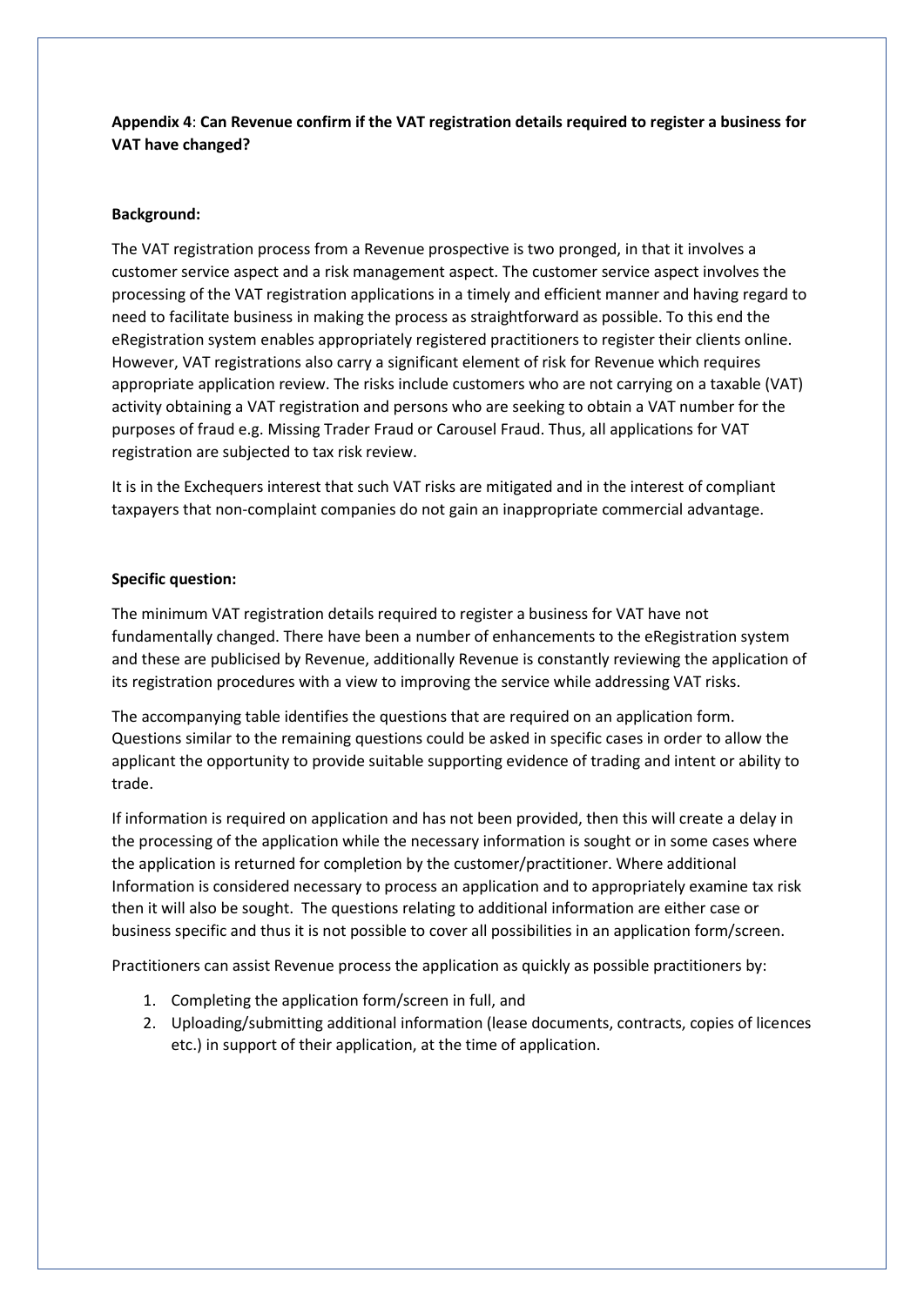**Appendix 4**: **Can Revenue confirm if the VAT registration details required to register a business for VAT have changed?**

**Background:**

The VAT registration process from a Revenue prospective is two pronged, in that it involves a customer service aspect and a risk management aspect. The customer service aspect involves the processing of the VAT registration applications in a timely and efficient manner and having regard to need to facilitate business in making the process as straightforward as possible. To this end the eRegistration system enables appropriately registered practitioners to register their clients online. However, VAT registrations also carry a significant element of risk for Revenue which requires appropriate application review. The risks include customers who are not carrying on a taxable (VAT) activity obtaining a VAT registration and persons who are seeking to obtain a VAT number for the purposes of fraud e.g. Missing Trader Fraud or Carousel Fraud. Thus, all applications for VAT registration are subjected to tax risk review.

It is in the Exchequers interest that such VAT risks are mitigated and in the interest of compliant taxpayers that non-complaint companies do not gain an inappropriate commercial advantage.

**Specific question:**

The minimum VAT registration details required to register a business for VAT have not fundamentally changed. There have been a number of enhancements to the eRegistration system and these are publicised by Revenue, additionally Revenue is constantly reviewing the application of its registration procedures with a view to improving the service while addressing VAT risks.

The accompanying table identifies the questions that are required on an application form. Questions similar to the remaining questions could be asked in specific cases in order to allow the applicant the opportunity to provide suitable supporting evidence of trading and intent or ability to trade.

If information is required on application and has not been provided, then this will create a delay in the processing of the application while the necessary information is sought or in some cases where the application is returned for completion by the customer/practitioner. Where additional Information is considered necessary to process an application and to appropriately examine tax risk then it will also be sought. The questions relating to additional information are either case or business specific and thus it is not possible to cover all possibilities in an application form/screen.

Practitioners can assist Revenue process the application as quickly as possible practitioners by:

1. Completing the application form/screen in full, and
2. Uploading/submitting additional information (lease documents, contracts, copies of licences etc.) in support of their application, at the time of application.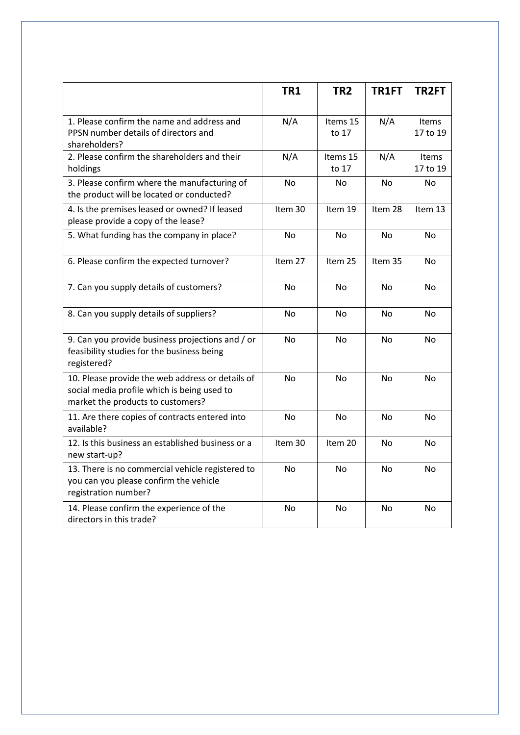| | TR1 | TR2 | TR1FT | TR2FT |
|---|---|---|---|---|
| 1. Please confirm the name and address and PPSN number details of directors and shareholders? | N/A | Items 15 to 17 | N/A | Items 17 to 19 |
| 2. Please confirm the shareholders and their holdings | N/A | Items 15 to 17 | N/A | Items 17 to 19 |
| 3. Please confirm where the manufacturing of the product will be located or conducted? | No | No | No | No |
| 4. Is the premises leased or owned? If leased please provide a copy of the lease? | Item 30 | Item 19 | Item 28 | Item 13 |
| 5. What funding has the company in place? | No | No | No | No |
| 6. Please confirm the expected turnover? | Item 27 | Item 25 | Item 35 | No |
| 7. Can you supply details of customers? | No | No | No | No |
| 8. Can you supply details of suppliers? | No | No | No | No |
| 9. Can you provide business projections and / or feasibility studies for the business being registered? | No | No | No | No |
| 10. Please provide the web address or details of social media profile which is being used to market the products to customers? | No | No | No | No |
| 11. Are there copies of contracts entered into available? | No | No | No | No |
| 12. Is this business an established business or a new start-up? | Item 30 | Item 20 | No | No |
| 13. There is no commercial vehicle registered to you can you please confirm the vehicle registration number? | No | No | No | No |
| 14. Please confirm the experience of the directors in this trade? | No | No | No | No |